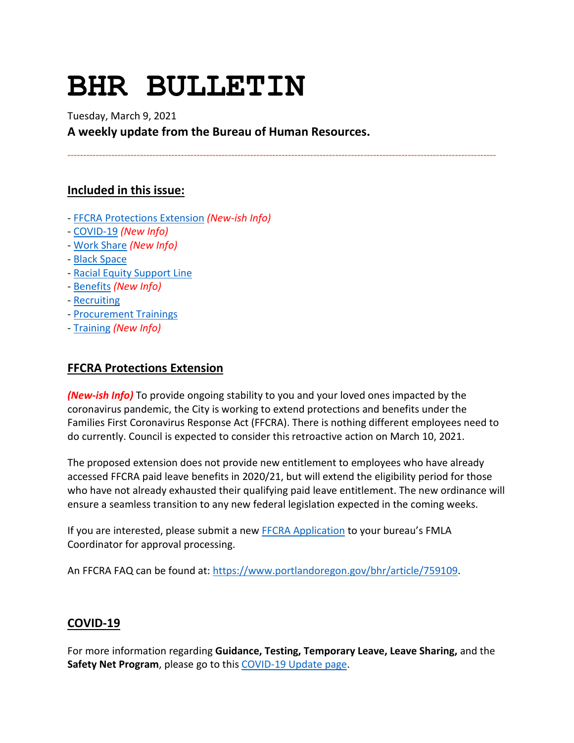# BHR BULLETIN

Tuesday, March 9, 2021

**A weekly update from the Bureau of Human Resources.**

---

## Included in this issue:

- FFCRA Protections Extension *(New-ish Info)*
- COVID-19 *(New Info)*
- Work Share *(New Info)*
- Black Space
- Racial Equity Support Line
- Benefits *(New Info)*
- Recruiting
- Procurement Trainings
- Training *(New Info)*

## FFCRA Protections Extension

***(New-ish Info)*** To provide ongoing stability to you and your loved ones impacted by the coronavirus pandemic, the City is working to extend protections and benefits under the Families First Coronavirus Response Act (FFCRA). There is nothing different employees need to do currently. Council is expected to consider this retroactive action on March 10, 2021.

The proposed extension does not provide new entitlement to employees who have already accessed FFCRA paid leave benefits in 2020/21, but will extend the eligibility period for those who have not already exhausted their qualifying paid leave entitlement. The new ordinance will ensure a seamless transition to any new federal legislation expected in the coming weeks.

If you are interested, please submit a new FFCRA Application to your bureau's FMLA Coordinator for approval processing.

An FFCRA FAQ can be found at: https://www.portlandoregon.gov/bhr/article/759109.

## COVID-19

For more information regarding **Guidance, Testing, Temporary Leave, Leave Sharing,** and the **Safety Net Program**, please go to this COVID-19 Update page.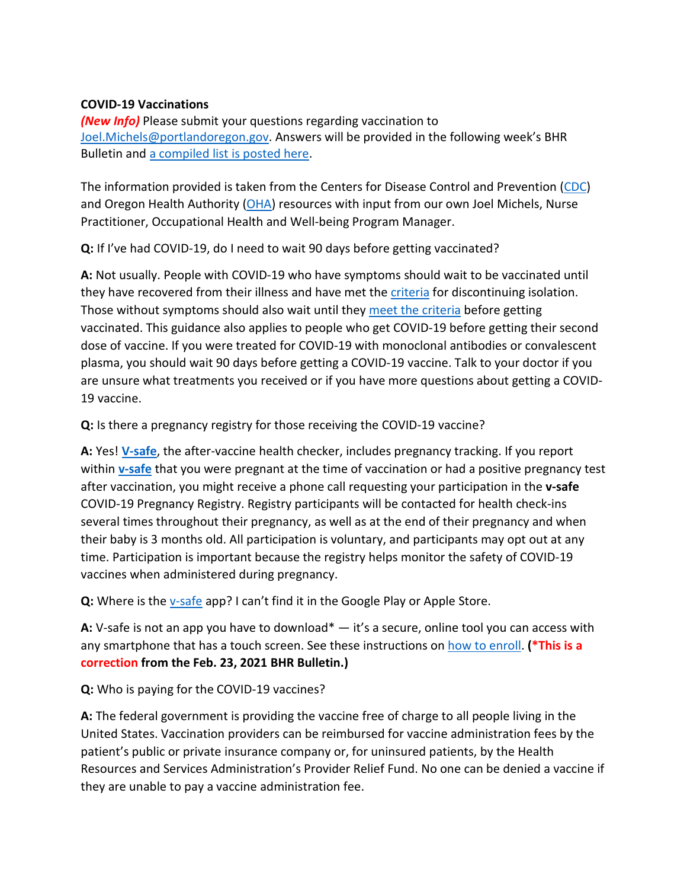**COVID-19 Vaccinations**

***(New Info)*** Please submit your questions regarding vaccination to Joel.Michels@portlandoregon.gov. Answers will be provided in the following week's BHR Bulletin and a compiled list is posted here.

The information provided is taken from the Centers for Disease Control and Prevention (CDC) and Oregon Health Authority (OHA) resources with input from our own Joel Michels, Nurse Practitioner, Occupational Health and Well-being Program Manager.

**Q:** If I've had COVID-19, do I need to wait 90 days before getting vaccinated?

**A:** Not usually. People with COVID-19 who have symptoms should wait to be vaccinated until they have recovered from their illness and have met the criteria for discontinuing isolation. Those without symptoms should also wait until they meet the criteria before getting vaccinated. This guidance also applies to people who get COVID-19 before getting their second dose of vaccine. If you were treated for COVID-19 with monoclonal antibodies or convalescent plasma, you should wait 90 days before getting a COVID-19 vaccine. Talk to your doctor if you are unsure what treatments you received or if you have more questions about getting a COVID-19 vaccine.

**Q:** Is there a pregnancy registry for those receiving the COVID-19 vaccine?

**A:** Yes! **V-safe**, the after-vaccine health checker, includes pregnancy tracking. If you report within **v-safe** that you were pregnant at the time of vaccination or had a positive pregnancy test after vaccination, you might receive a phone call requesting your participation in the **v-safe** COVID-19 Pregnancy Registry. Registry participants will be contacted for health check-ins several times throughout their pregnancy, as well as at the end of their pregnancy and when their baby is 3 months old. All participation is voluntary, and participants may opt out at any time. Participation is important because the registry helps monitor the safety of COVID-19 vaccines when administered during pregnancy.

**Q:** Where is the v-safe app? I can't find it in the Google Play or Apple Store.

**A:** V-safe is not an app you have to download* — it's a secure, online tool you can access with any smartphone that has a touch screen. See these instructions on how to enroll. **(*This is a correction from the Feb. 23, 2021 BHR Bulletin.)**

**Q:** Who is paying for the COVID-19 vaccines?

**A:** The federal government is providing the vaccine free of charge to all people living in the United States. Vaccination providers can be reimbursed for vaccine administration fees by the patient's public or private insurance company or, for uninsured patients, by the Health Resources and Services Administration's Provider Relief Fund. No one can be denied a vaccine if they are unable to pay a vaccine administration fee.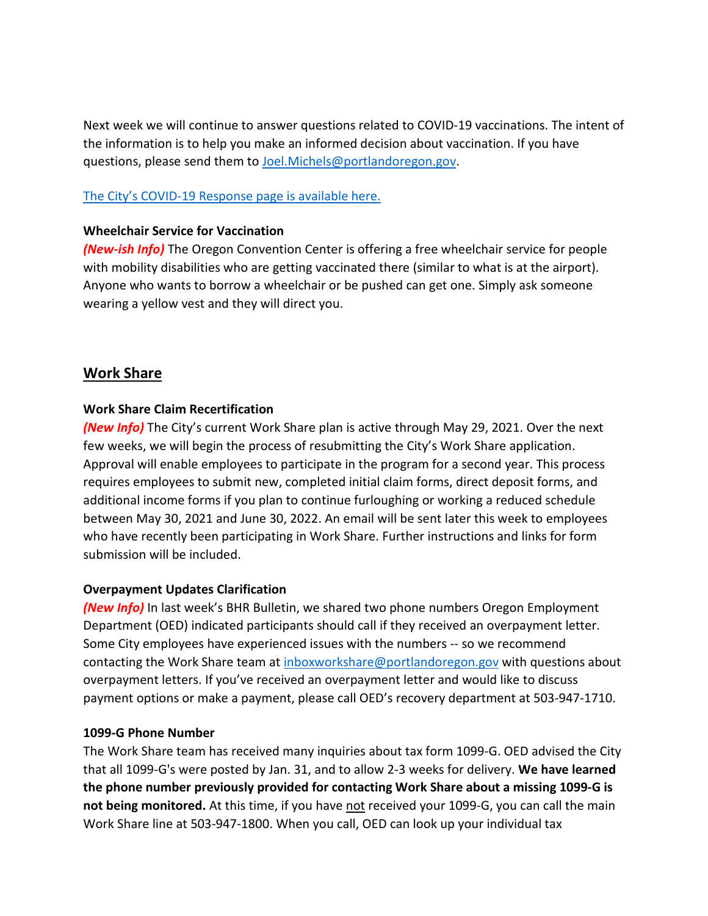Next week we will continue to answer questions related to COVID-19 vaccinations. The intent of the information is to help you make an informed decision about vaccination. If you have questions, please send them to [Joel.Michels@portlandoregon.gov](mailto:Joel.Michels@portlandoregon.gov).

[The City's COVID-19 Response page is available here.]()

**Wheelchair Service for Vaccination**

***(New-ish Info)*** The Oregon Convention Center is offering a free wheelchair service for people with mobility disabilities who are getting vaccinated there (similar to what is at the airport). Anyone who wants to borrow a wheelchair or be pushed can get one. Simply ask someone wearing a yellow vest and they will direct you.

## Work Share

**Work Share Claim Recertification**

***(New Info)*** The City's current Work Share plan is active through May 29, 2021. Over the next few weeks, we will begin the process of resubmitting the City's Work Share application. Approval will enable employees to participate in the program for a second year. This process requires employees to submit new, completed initial claim forms, direct deposit forms, and additional income forms if you plan to continue furloughing or working a reduced schedule between May 30, 2021 and June 30, 2022. An email will be sent later this week to employees who have recently been participating in Work Share. Further instructions and links for form submission will be included.

**Overpayment Updates Clarification**

***(New Info)*** In last week's BHR Bulletin, we shared two phone numbers Oregon Employment Department (OED) indicated participants should call if they received an overpayment letter. Some City employees have experienced issues with the numbers -- so we recommend contacting the Work Share team at [inboxworkshare@portlandoregon.gov](mailto:inboxworkshare@portlandoregon.gov) with questions about overpayment letters. If you've received an overpayment letter and would like to discuss payment options or make a payment, please call OED's recovery department at 503-947-1710.

**1099-G Phone Number**

The Work Share team has received many inquiries about tax form 1099-G. OED advised the City that all 1099-G's were posted by Jan. 31, and to allow 2-3 weeks for delivery. **We have learned the phone number previously provided for contacting Work Share about a missing 1099-G is not being monitored.** At this time, if you have <u>not</u> received your 1099-G, you can call the main Work Share line at 503-947-1800. When you call, OED can look up your individual tax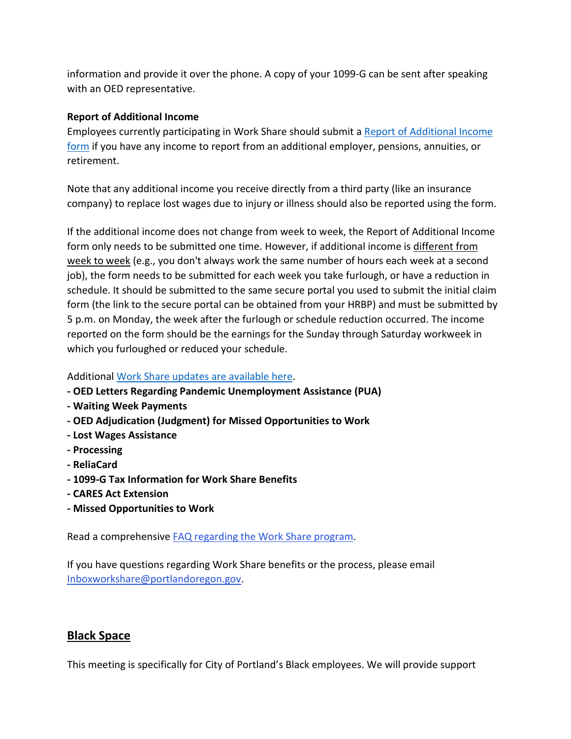information and provide it over the phone. A copy of your 1099-G can be sent after speaking with an OED representative.

**Report of Additional Income**

Employees currently participating in Work Share should submit a Report of Additional Income form if you have any income to report from an additional employer, pensions, annuities, or retirement.

Note that any additional income you receive directly from a third party (like an insurance company) to replace lost wages due to injury or illness should also be reported using the form.

If the additional income does not change from week to week, the Report of Additional Income form only needs to be submitted one time. However, if additional income is different from week to week (e.g., you don't always work the same number of hours each week at a second job), the form needs to be submitted for each week you take furlough, or have a reduction in schedule. It should be submitted to the same secure portal you used to submit the initial claim form (the link to the secure portal can be obtained from your HRBP) and must be submitted by 5 p.m. on Monday, the week after the furlough or schedule reduction occurred. The income reported on the form should be the earnings for the Sunday through Saturday workweek in which you furloughed or reduced your schedule.

Additional Work Share updates are available here.

- **OED Letters Regarding Pandemic Unemployment Assistance (PUA)**
- **Waiting Week Payments**
- **OED Adjudication (Judgment) for Missed Opportunities to Work**
- **Lost Wages Assistance**
- **Processing**
- **ReliaCard**
- **1099-G Tax Information for Work Share Benefits**
- **CARES Act Extension**
- **Missed Opportunities to Work**

Read a comprehensive FAQ regarding the Work Share program.

If you have questions regarding Work Share benefits or the process, please email Inboxworkshare@portlandoregon.gov.

## Black Space

This meeting is specifically for City of Portland's Black employees. We will provide support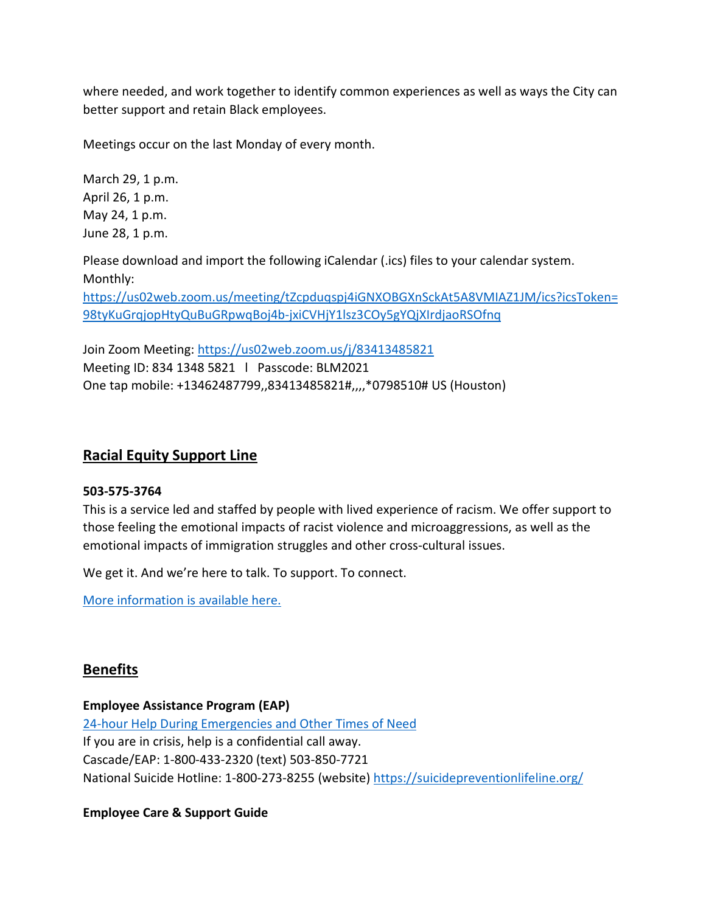where needed, and work together to identify common experiences as well as ways the City can better support and retain Black employees.

Meetings occur on the last Monday of every month.

March 29, 1 p.m.
April 26, 1 p.m.
May 24, 1 p.m.
June 28, 1 p.m.

Please download and import the following iCalendar (.ics) files to your calendar system.
Monthly:
[https://us02web.zoom.us/meeting/tZcpduqspj4iGNXOBGXnSckAt5A8VMIAZ1JM/ics?icsToken=98tyKuGrqjopHtyQuBuGRpwqBoj4b-jxiCVHjY1lsz3COy5gYQjXIrdjaoRSOfnq](https://us02web.zoom.us/meeting/tZcpduqspj4iGNXOBGXnSckAt5A8VMIAZ1JM/ics?icsToken=98tyKuGrqjopHtyQuBuGRpwqBoj4b-jxiCVHjY1lsz3COy5gYQjXIrdjaoRSOfnq)

Join Zoom Meeting: [https://us02web.zoom.us/j/83413485821](https://us02web.zoom.us/j/83413485821)
Meeting ID: 834 1348 5821 l Passcode: BLM2021
One tap mobile: +13462487799,,83413485821#,,,,*0798510# US (Houston)

## Racial Equity Support Line

**503-575-3764**
This is a service led and staffed by people with lived experience of racism. We offer support to those feeling the emotional impacts of racist violence and microaggressions, as well as the emotional impacts of immigration struggles and other cross-cultural issues.

We get it. And we're here to talk. To support. To connect.

More information is available here.

## Benefits

**Employee Assistance Program (EAP)**
24-hour Help During Emergencies and Other Times of Need
If you are in crisis, help is a confidential call away.
Cascade/EAP: 1-800-433-2320 (text) 503-850-7721
National Suicide Hotline: 1-800-273-8255 (website) [https://suicidepreventionlifeline.org/](https://suicidepreventionlifeline.org/)

**Employee Care & Support Guide**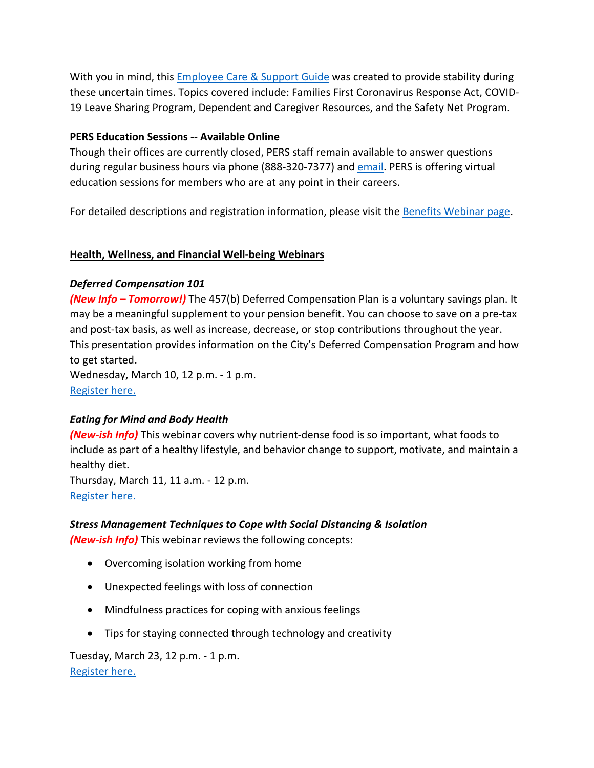With you in mind, this Employee Care & Support Guide was created to provide stability during these uncertain times. Topics covered include: Families First Coronavirus Response Act, COVID-19 Leave Sharing Program, Dependent and Caregiver Resources, and the Safety Net Program.

**PERS Education Sessions -- Available Online**
Though their offices are currently closed, PERS staff remain available to answer questions during regular business hours via phone (888-320-7377) and email. PERS is offering virtual education sessions for members who are at any point in their careers.

For detailed descriptions and registration information, please visit the Benefits Webinar page.

**Health, Wellness, and Financial Well-being Webinars**

***Deferred Compensation 101***
***(New Info – Tomorrow!)*** The 457(b) Deferred Compensation Plan is a voluntary savings plan. It may be a meaningful supplement to your pension benefit. You can choose to save on a pre-tax and post-tax basis, as well as increase, decrease, or stop contributions throughout the year. This presentation provides information on the City's Deferred Compensation Program and how to get started.
Wednesday, March 10, 12 p.m. - 1 p.m.
Register here.

***Eating for Mind and Body Health***
***(New-ish Info)*** This webinar covers why nutrient-dense food is so important, what foods to include as part of a healthy lifestyle, and behavior change to support, motivate, and maintain a healthy diet.
Thursday, March 11, 11 a.m. - 12 p.m.
Register here.

***Stress Management Techniques to Cope with Social Distancing & Isolation***
***(New-ish Info)*** This webinar reviews the following concepts:

- Overcoming isolation working from home
- Unexpected feelings with loss of connection
- Mindfulness practices for coping with anxious feelings
- Tips for staying connected through technology and creativity

Tuesday, March 23, 12 p.m. - 1 p.m.
Register here.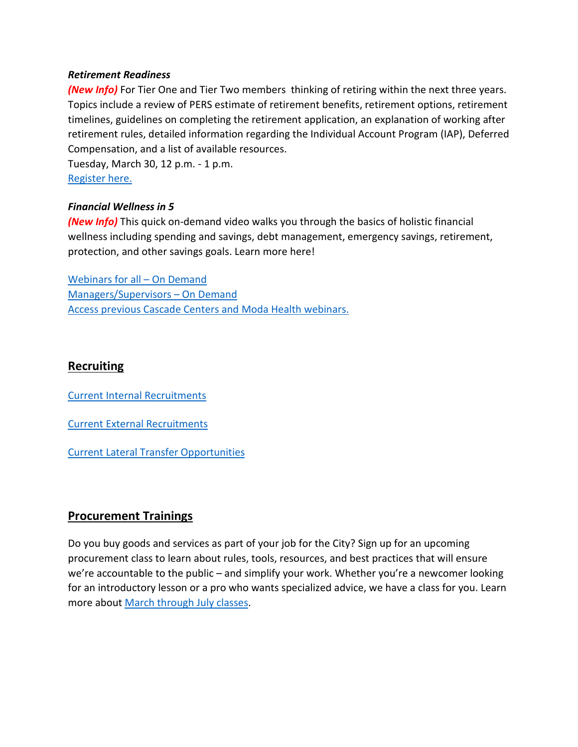***Retirement Readiness***

***(New Info)*** For Tier One and Tier Two members  thinking of retiring within the next three years. Topics include a review of PERS estimate of retirement benefits, retirement options, retirement timelines, guidelines on completing the retirement application, an explanation of working after retirement rules, detailed information regarding the Individual Account Program (IAP), Deferred Compensation, and a list of available resources.

Tuesday, March 30, 12 p.m. - 1 p.m.

Register here.

***Financial Wellness in 5***

***(New Info)*** This quick on-demand video walks you through the basics of holistic financial wellness including spending and savings, debt management, emergency savings, retirement, protection, and other savings goals. Learn more here!

Webinars for all – On Demand

Managers/Supervisors – On Demand

Access previous Cascade Centers and Moda Health webinars.

## Recruiting

Current Internal Recruitments

Current External Recruitments

Current Lateral Transfer Opportunities

## Procurement Trainings

Do you buy goods and services as part of your job for the City? Sign up for an upcoming procurement class to learn about rules, tools, resources, and best practices that will ensure we're accountable to the public – and simplify your work. Whether you're a newcomer looking for an introductory lesson or a pro who wants specialized advice, we have a class for you. Learn more about March through July classes.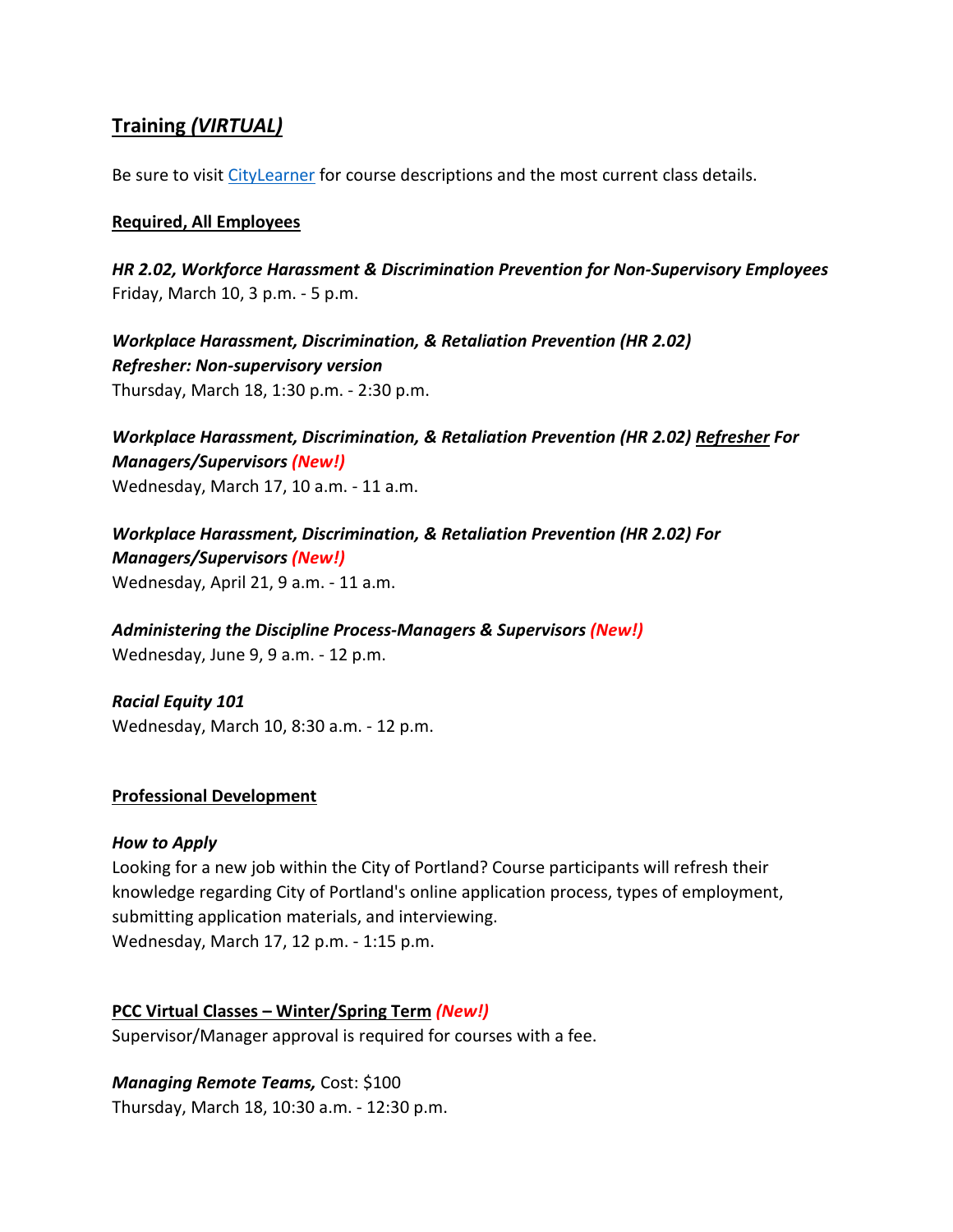## Training *(VIRTUAL)*

Be sure to visit [CityLearner]() for course descriptions and the most current class details.

**Required, All Employees**

***HR 2.02, Workforce Harassment & Discrimination Prevention for Non-Supervisory Employees***
Friday, March 10, 3 p.m. - 5 p.m.

***Workplace Harassment, Discrimination, & Retaliation Prevention (HR 2.02) Refresher: Non-supervisory version***
Thursday, March 18, 1:30 p.m. - 2:30 p.m.

***Workplace Harassment, Discrimination, & Retaliation Prevention (HR 2.02) Refresher For Managers/Supervisors (New!)***
Wednesday, March 17, 10 a.m. - 11 a.m.

***Workplace Harassment, Discrimination, & Retaliation Prevention (HR 2.02) For Managers/Supervisors (New!)***
Wednesday, April 21, 9 a.m. - 11 a.m.

***Administering the Discipline Process-Managers & Supervisors (New!)***
Wednesday, June 9, 9 a.m. - 12 p.m.

***Racial Equity 101***
Wednesday, March 10, 8:30 a.m. - 12 p.m.

**Professional Development**

***How to Apply***
Looking for a new job within the City of Portland? Course participants will refresh their knowledge regarding City of Portland's online application process, types of employment, submitting application materials, and interviewing.
Wednesday, March 17, 12 p.m. - 1:15 p.m.

**PCC Virtual Classes – Winter/Spring Term *(New!)***
Supervisor/Manager approval is required for courses with a fee.

***Managing Remote Teams,*** Cost: $100
Thursday, March 18, 10:30 a.m. - 12:30 p.m.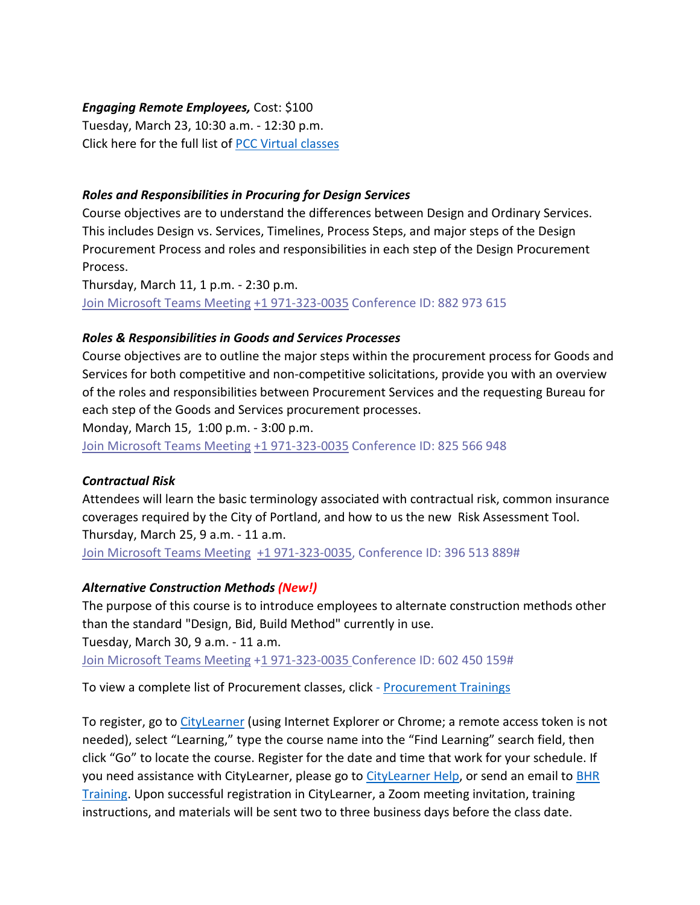***Engaging Remote Employees,*** Cost: $100
Tuesday, March 23, 10:30 a.m. - 12:30 p.m.
Click here for the full list of PCC Virtual classes

***Roles and Responsibilities in Procuring for Design Services***

Course objectives are to understand the differences between Design and Ordinary Services. This includes Design vs. Services, Timelines, Process Steps, and major steps of the Design Procurement Process and roles and responsibilities in each step of the Design Procurement Process.
Thursday, March 11, 1 p.m. - 2:30 p.m.
Join Microsoft Teams Meeting +1 971-323-0035 Conference ID: 882 973 615

***Roles & Responsibilities in Goods and Services Processes***

Course objectives are to outline the major steps within the procurement process for Goods and Services for both competitive and non-competitive solicitations, provide you with an overview of the roles and responsibilities between Procurement Services and the requesting Bureau for each step of the Goods and Services procurement processes.
Monday, March 15, 1:00 p.m. - 3:00 p.m.
Join Microsoft Teams Meeting +1 971-323-0035 Conference ID: 825 566 948

***Contractual Risk***

Attendees will learn the basic terminology associated with contractual risk, common insurance coverages required by the City of Portland, and how to us the new Risk Assessment Tool.
Thursday, March 25, 9 a.m. - 11 a.m.
Join Microsoft Teams Meeting +1 971-323-0035, Conference ID: 396 513 889#

***Alternative Construction Methods (New!)***

The purpose of this course is to introduce employees to alternate construction methods other than the standard "Design, Bid, Build Method" currently in use.
Tuesday, March 30, 9 a.m. - 11 a.m.
Join Microsoft Teams Meeting +1 971-323-0035 Conference ID: 602 450 159#

To view a complete list of Procurement classes, click - Procurement Trainings

To register, go to CityLearner (using Internet Explorer or Chrome; a remote access token is not needed), select "Learning," type the course name into the "Find Learning" search field, then click "Go" to locate the course. Register for the date and time that work for your schedule. If you need assistance with CityLearner, please go to CityLearner Help, or send an email to BHR Training. Upon successful registration in CityLearner, a Zoom meeting invitation, training instructions, and materials will be sent two to three business days before the class date.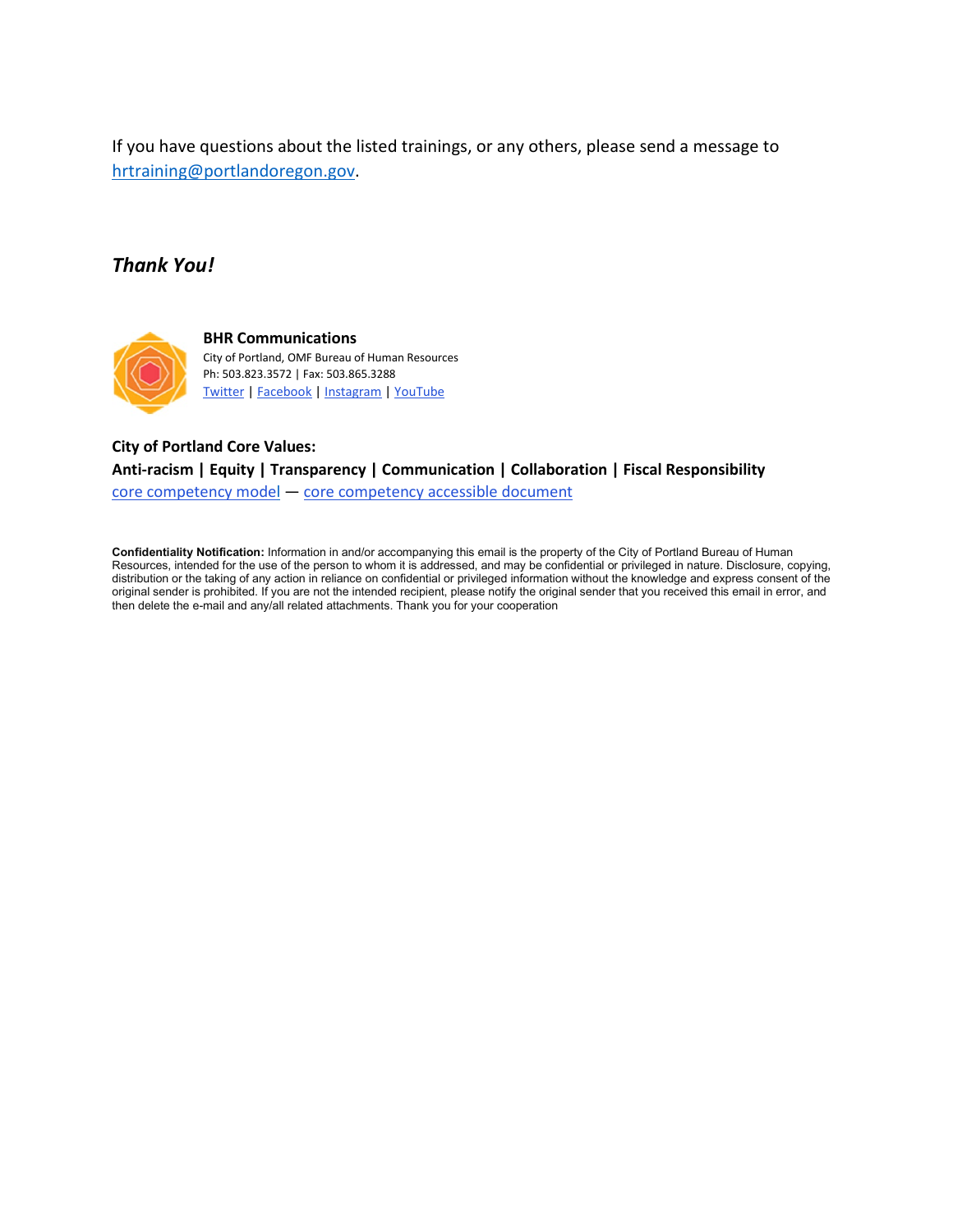If you have questions about the listed trainings, or any others, please send a message to hrtraining@portlandoregon.gov.

***Thank You!***

**BHR Communications**
City of Portland, OMF Bureau of Human Resources
Ph: 503.823.3572 | Fax: 503.865.3288
Twitter | Facebook | Instagram | YouTube

**City of Portland Core Values:**
**Anti-racism | Equity | Transparency | Communication | Collaboration | Fiscal Responsibility**
core competency model — core competency accessible document

**Confidentiality Notification:** Information in and/or accompanying this email is the property of the City of Portland Bureau of Human Resources, intended for the use of the person to whom it is addressed, and may be confidential or privileged in nature. Disclosure, copying, distribution or the taking of any action in reliance on confidential or privileged information without the knowledge and express consent of the original sender is prohibited. If you are not the intended recipient, please notify the original sender that you received this email in error, and then delete the e-mail and any/all related attachments. Thank you for your cooperation